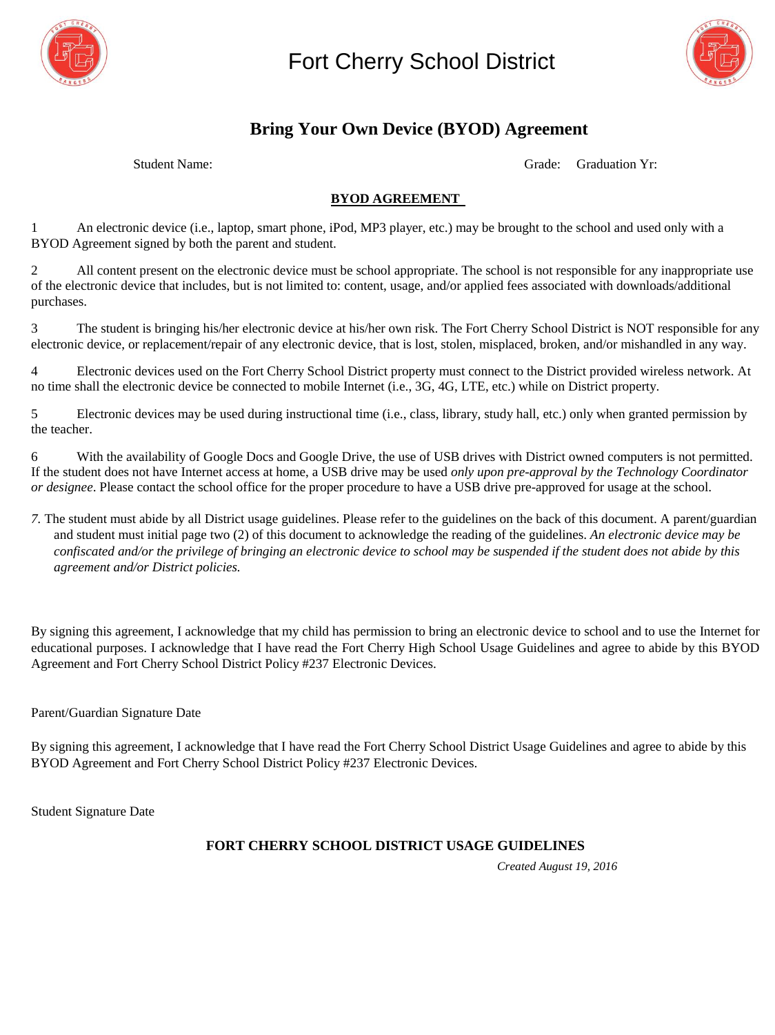# Fort Cherry School District

## Bring Your Own Device (BYOD) Agreement

Student Name: Grade: Graduation Yr:

**BYOD AGREEMENT**

1 An electronic device (i.e., laptop, smart phone, iPod, MP3 player, etc.) may be brought to the school and used only with a BYOD Agreement signed by both the parent and student.

2 All content present on the electronic device must be school appropriate. The school is not responsible for any inappropriate use of the electronic device that includes, but is not limited to: content, usage, and/or applied fees associated with downloads/additional purchases.

3 The student is bringing his/her electronic device at his/her own risk. The Fort Cherry School District is NOT responsible for any electronic device, or replacement/repair of any electronic device, that is lost, stolen, misplaced, broken, and/or mishandled in any way.

4 Electronic devices used on the Fort Cherry School District property must connect to the District provided wireless network. At no time shall the electronic device be connected to mobile Internet (i.e., 3G, 4G, LTE, etc.) while on District property.

5 Electronic devices may be used during instructional time (i.e., class, library, study hall, etc.) only when granted permission by the teacher.

6 With the availability of Google Docs and Google Drive, the use of USB drives with District owned computers is not permitted. If the student does not have Internet access at home, a USB drive may be used *only upon pre-approval by the Technology Coordinator or designee*. Please contact the school office for the proper procedure to have a USB drive pre-approved for usage at the school.

*7.* The student must abide by all District usage guidelines. Please refer to the guidelines on the back of this document. A parent/guardian and student must initial page two (2) of this document to acknowledge the reading of the guidelines. *An electronic device may be confiscated and/or the privilege of bringing an electronic device to school may be suspended if the student does not abide by this agreement and/or District policies.*

By signing this agreement, I acknowledge that my child has permission to bring an electronic device to school and to use the Internet for educational purposes. I acknowledge that I have read the Fort Cherry High School Usage Guidelines and agree to abide by this BYOD Agreement and Fort Cherry School District Policy #237 Electronic Devices.

Parent/Guardian Signature Date

By signing this agreement, I acknowledge that I have read the Fort Cherry School District Usage Guidelines and agree to abide by this BYOD Agreement and Fort Cherry School District Policy #237 Electronic Devices.

Student Signature Date

**FORT CHERRY SCHOOL DISTRICT USAGE GUIDELINES**

*Created August 19, 2016*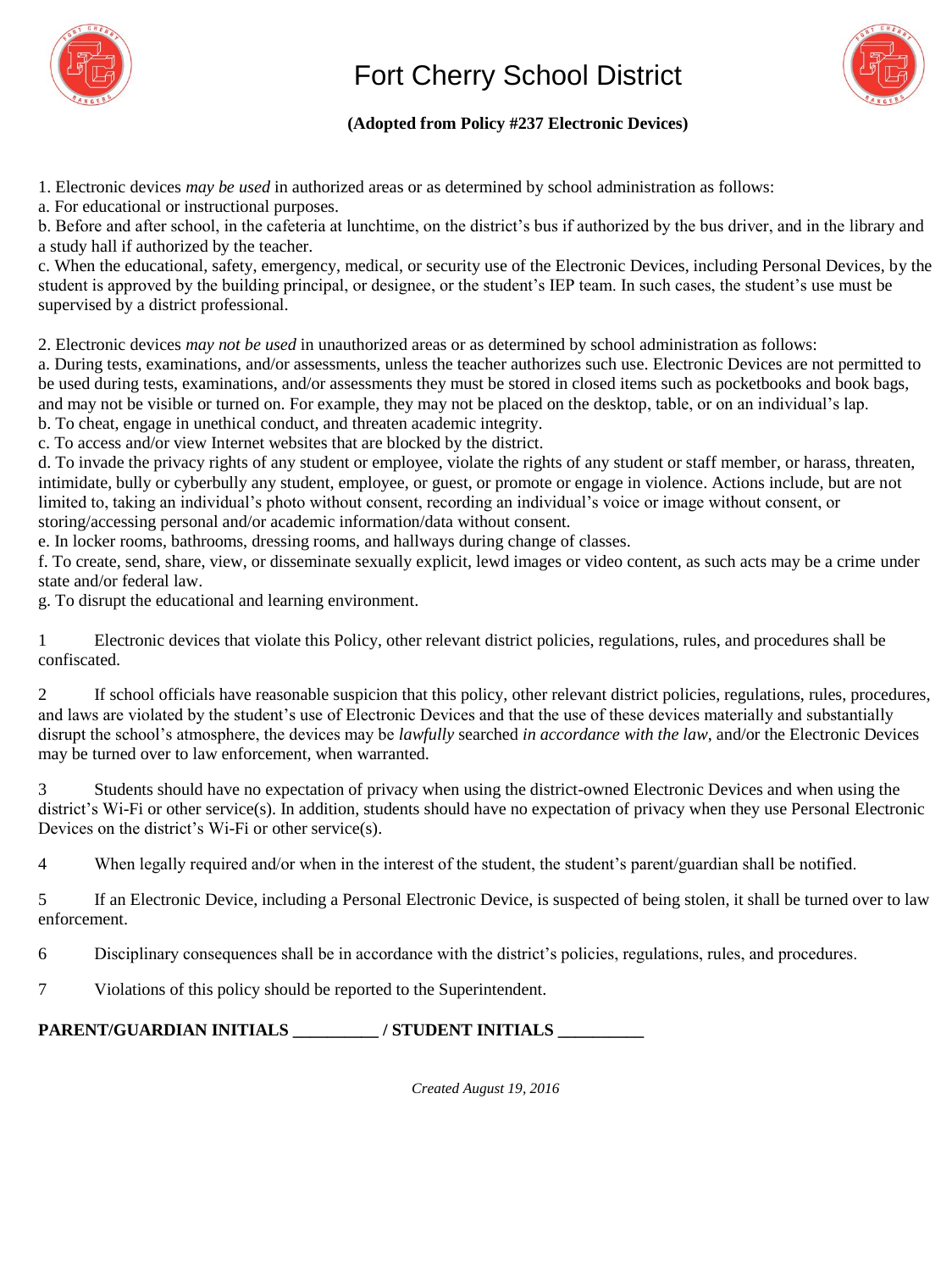# Fort Cherry School District

**(Adopted from Policy #237 Electronic Devices)**

1. Electronic devices *may be used* in authorized areas or as determined by school administration as follows:
a. For educational or instructional purposes.
b. Before and after school, in the cafeteria at lunchtime, on the district's bus if authorized by the bus driver, and in the library and a study hall if authorized by the teacher.
c. When the educational, safety, emergency, medical, or security use of the Electronic Devices, including Personal Devices, by the student is approved by the building principal, or designee, or the student's IEP team. In such cases, the student's use must be supervised by a district professional.

2. Electronic devices *may not be used* in unauthorized areas or as determined by school administration as follows:
a. During tests, examinations, and/or assessments, unless the teacher authorizes such use. Electronic Devices are not permitted to be used during tests, examinations, and/or assessments they must be stored in closed items such as pocketbooks and book bags, and may not be visible or turned on. For example, they may not be placed on the desktop, table, or on an individual's lap.
b. To cheat, engage in unethical conduct, and threaten academic integrity.
c. To access and/or view Internet websites that are blocked by the district.
d. To invade the privacy rights of any student or employee, violate the rights of any student or staff member, or harass, threaten, intimidate, bully or cyberbully any student, employee, or guest, or promote or engage in violence. Actions include, but are not limited to, taking an individual's photo without consent, recording an individual's voice or image without consent, or storing/accessing personal and/or academic information/data without consent.
e. In locker rooms, bathrooms, dressing rooms, and hallways during change of classes.
f. To create, send, share, view, or disseminate sexually explicit, lewd images or video content, as such acts may be a crime under state and/or federal law.
g. To disrupt the educational and learning environment.

1 Electronic devices that violate this Policy, other relevant district policies, regulations, rules, and procedures shall be confiscated.

2 If school officials have reasonable suspicion that this policy, other relevant district policies, regulations, rules, procedures, and laws are violated by the student's use of Electronic Devices and that the use of these devices materially and substantially disrupt the school's atmosphere, the devices may be *lawfully* searched *in accordance with the law*, and/or the Electronic Devices may be turned over to law enforcement, when warranted.

3 Students should have no expectation of privacy when using the district-owned Electronic Devices and when using the district's Wi-Fi or other service(s). In addition, students should have no expectation of privacy when they use Personal Electronic Devices on the district's Wi-Fi or other service(s).

4 When legally required and/or when in the interest of the student, the student's parent/guardian shall be notified.

5 If an Electronic Device, including a Personal Electronic Device, is suspected of being stolen, it shall be turned over to law enforcement.

6 Disciplinary consequences shall be in accordance with the district's policies, regulations, rules, and procedures.

7 Violations of this policy should be reported to the Superintendent.

**PARENT/GUARDIAN INITIALS __________ / STUDENT INITIALS __________**

*Created August 19, 2016*